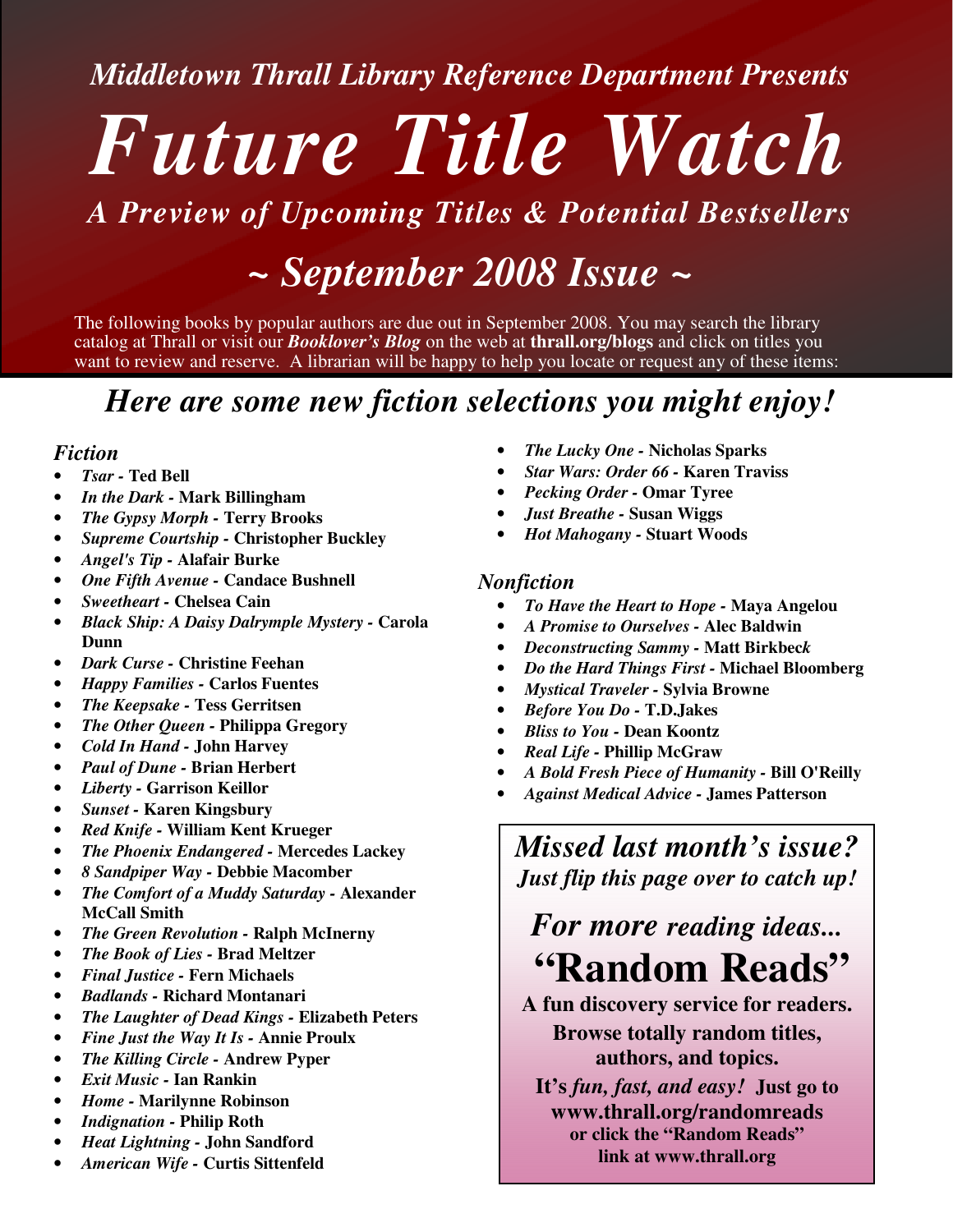*Middletown Thrall Library Reference Department Presents*

# *Future Title Watch*

## *A Preview of Upcoming Titles & Potential Bestsellers*

## *~ September 2008 Issue ~*

The following books by popular authors are due out in September 2008. You may search the library catalog at Thrall or visit our ***Booklover's Blog*** on the web at **thrall.org/blogs** and click on titles you want to review and reserve. A librarian will be happy to help you locate or request any of these items:

## *Here are some new fiction selections you might enjoy!*

### *Fiction*

- *Tsar* - **Ted Bell**
- *In the Dark* - **Mark Billingham**
- *The Gypsy Morph* - **Terry Brooks**
- *Supreme Courtship* - **Christopher Buckley**
- *Angel's Tip* - **Alafair Burke**
- *One Fifth Avenue* - **Candace Bushnell**
- *Sweetheart* - **Chelsea Cain**
- *Black Ship: A Daisy Dalrymple Mystery* - **Carola Dunn**
- *Dark Curse* - **Christine Feehan**
- *Happy Families* - **Carlos Fuentes**
- *The Keepsake* - **Tess Gerritsen**
- *The Other Queen* - **Philippa Gregory**
- *Cold In Hand* - **John Harvey**
- *Paul of Dune* - **Brian Herbert**
- *Liberty* - **Garrison Keillor**
- *Sunset* - **Karen Kingsbury**
- *Red Knife* - **William Kent Krueger**
- *The Phoenix Endangered* - **Mercedes Lackey**
- *8 Sandpiper Way* - **Debbie Macomber**
- *The Comfort of a Muddy Saturday* - **Alexander McCall Smith**
- *The Green Revolution* - **Ralph McInerny**
- *The Book of Lies* - **Brad Meltzer**
- *Final Justice* - **Fern Michaels**
- *Badlands* - **Richard Montanari**
- *The Laughter of Dead Kings* - **Elizabeth Peters**
- *Fine Just the Way It Is* - **Annie Proulx**
- *The Killing Circle* - **Andrew Pyper**
- *Exit Music* - **Ian Rankin**
- *Home* - **Marilynne Robinson**
- *Indignation* - **Philip Roth**
- *Heat Lightning* - **John Sandford**
- *American Wife* - **Curtis Sittenfeld**
- *The Lucky One* - **Nicholas Sparks**
- *Star Wars: Order 66* - **Karen Traviss**
- *Pecking Order* - **Omar Tyree**
- *Just Breathe* - **Susan Wiggs**
- *Hot Mahogany* - **Stuart Woods**

### *Nonfiction*

- *To Have the Heart to Hope* - **Maya Angelou**
- *A Promise to Ourselves* - **Alec Baldwin**
- *Deconstructing Sammy* - **Matt Birkbeck**
- *Do the Hard Things First* - **Michael Bloomberg**
- *Mystical Traveler* - **Sylvia Browne**
- *Before You Do* - **T.D.Jakes**
- *Bliss to You* - **Dean Koontz**
- *Real Life* - **Phillip McGraw**
- *A Bold Fresh Piece of Humanity* - **Bill O'Reilly**
- *Against Medical Advice* - **James Patterson**

*Missed last month's issue?*
***Just flip this page over to catch up!***

***For more reading ideas...***

# **"Random Reads"**

**A fun discovery service for readers.**

**Browse totally random titles, authors, and topics.**

**It's *fun, fast, and easy!* Just go to www.thrall.org/randomreads or click the "Random Reads" link at www.thrall.org**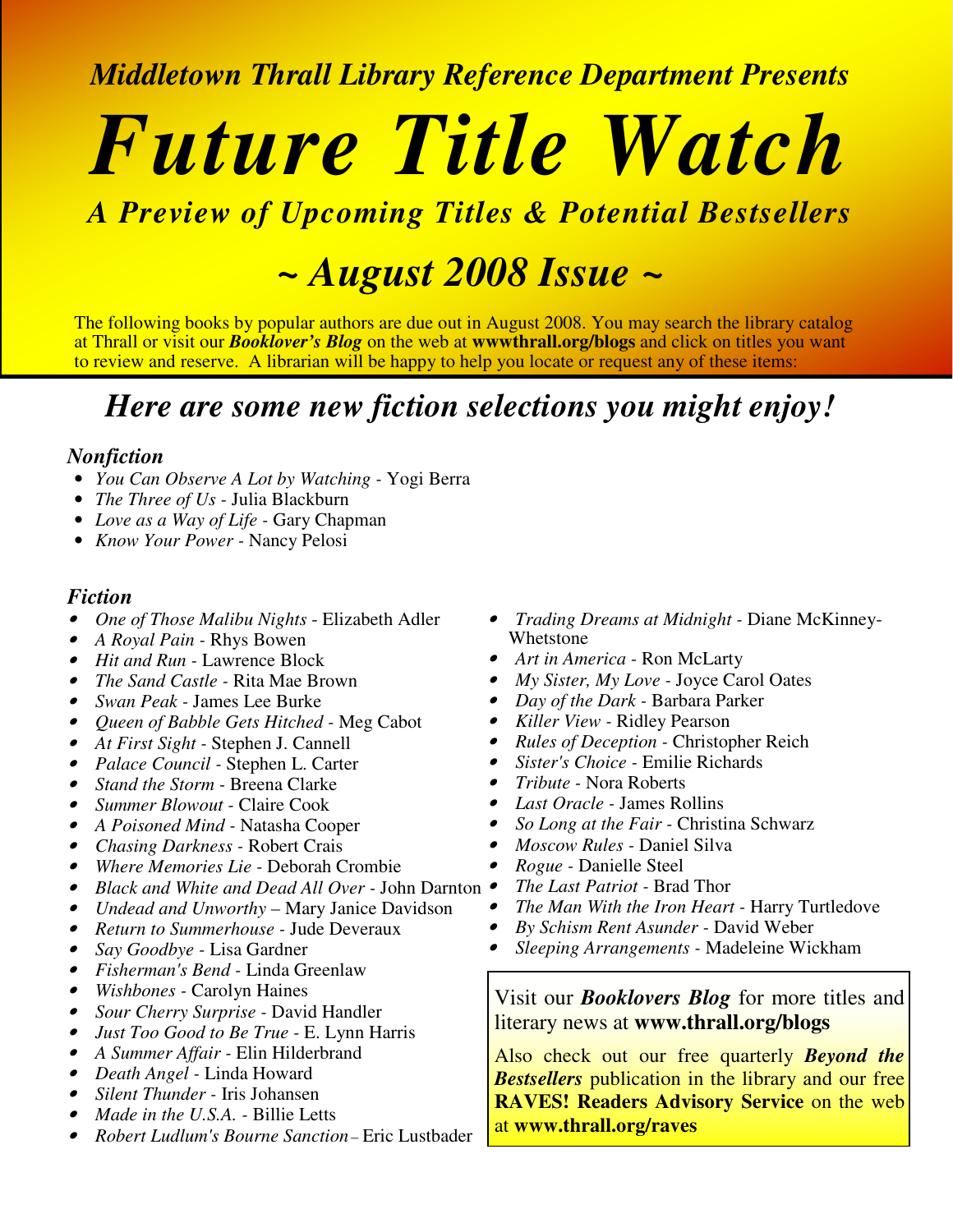*Middletown Thrall Library Reference Department Presents*

# *Future Title Watch*

## *A Preview of Upcoming Titles & Potential Bestsellers*

## *~ August 2008 Issue ~*

The following books by popular authors are due out in August 2008. You may search the library catalog at Thrall or visit our ***Booklover's Blog*** on the web at **wwwthrall.org/blogs** and click on titles you want to review and reserve. A librarian will be happy to help you locate or request any of these items:

## *Here are some new fiction selections you might enjoy!*

### *Nonfiction*

- *You Can Observe A Lot by Watching* - Yogi Berra
- *The Three of Us* - Julia Blackburn
- *Love as a Way of Life* - Gary Chapman
- *Know Your Power* - Nancy Pelosi

### *Fiction*

- *One of Those Malibu Nights* - Elizabeth Adler
- *A Royal Pain* - Rhys Bowen
- *Hit and Run* - Lawrence Block
- *The Sand Castle* - Rita Mae Brown
- *Swan Peak* - James Lee Burke
- *Queen of Babble Gets Hitched* - Meg Cabot
- *At First Sight* - Stephen J. Cannell
- *Palace Council* - Stephen L. Carter
- *Stand the Storm* - Breena Clarke
- *Summer Blowout* - Claire Cook
- *A Poisoned Mind* - Natasha Cooper
- *Chasing Darkness* - Robert Crais
- *Where Memories Lie* - Deborah Crombie
- *Black and White and Dead All Over* - John Darnton
- *Undead and Unworthy* – Mary Janice Davidson
- *Return to Summerhouse* - Jude Deveraux
- *Say Goodbye* - Lisa Gardner
- *Fisherman's Bend* - Linda Greenlaw
- *Wishbones* - Carolyn Haines
- *Sour Cherry Surprise* - David Handler
- *Just Too Good to Be True* - E. Lynn Harris
- *A Summer Affair* - Elin Hilderbrand
- *Death Angel* - Linda Howard
- *Silent Thunder* - Iris Johansen
- *Made in the U.S.A.* - Billie Letts
- *Robert Ludlum's Bourne Sanction* – Eric Lustbader
- *Trading Dreams at Midnight* - Diane McKinney-Whetstone
- *Art in America* - Ron McLarty
- *My Sister, My Love* - Joyce Carol Oates
- *Day of the Dark* - Barbara Parker
- *Killer View* - Ridley Pearson
- *Rules of Deception* - Christopher Reich
- *Sister's Choice* - Emilie Richards
- *Tribute* - Nora Roberts
- *Last Oracle* - James Rollins
- *So Long at the Fair* - Christina Schwarz
- *Moscow Rules* - Daniel Silva
- *Rogue* - Danielle Steel
- *The Last Patriot* - Brad Thor
- *The Man With the Iron Heart* - Harry Turtledove
- *By Schism Rent Asunder* - David Weber
- *Sleeping Arrangements* - Madeleine Wickham

Visit our ***Booklovers Blog*** for more titles and literary news at **www.thrall.org/blogs**

Also check out our free quarterly ***Beyond the Bestsellers*** publication in the library and our free **RAVES! Readers Advisory Service** on the web at **www.thrall.org/raves**